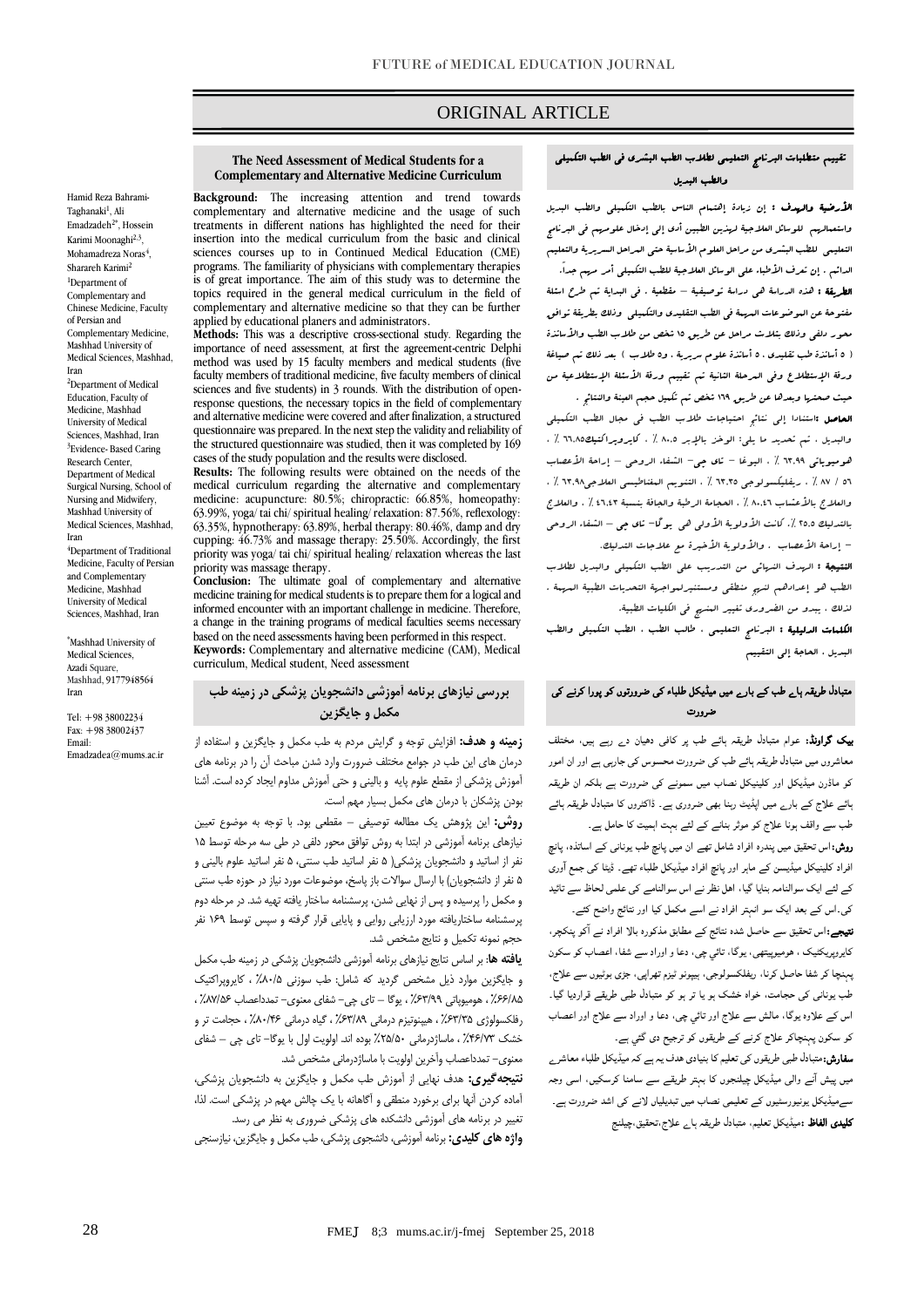ORIGINAL ARTICLE

# The Need Assessment of Medical Students for a Complementary and Alternative Medicine Curriculum

Hamid Reza Bahrami-Taghanaki[1], Ali Emadzadeh[2*], Hossein Karimi Moonaghi[2,3], Mohamadreza Noras[4], Sharareh Karimi[2]

[1]Department of Complementary and Chinese Medicine, Faculty of Persian and Complementary Medicine, Mashhad University of Medical Sciences, Mashhad, Iran

[2]Department of Medical Education, Faculty of Medicine, Mashhad University of Medical Sciences, Mashhad, Iran

[3]Evidence- Based Caring Research Center, Department of Medical Surgical Nursing, School of Nursing and Midwifery, Mashhad University of Medical Sciences, Mashhad, Iran

[4]Department of Traditional Medicine, Faculty of Persian and Complementary Medicine, Mashhad University of Medical Sciences, Mashhad, Iran

*Mashhad University of Medical Sciences, Azadi Square, Mashhad, 9177948564 Iran

Tel: +98 38002234
Fax: +98 38002437
Email: Emadzadea@mums.ac.ir

**Background:** The increasing attention and trend towards complementary and alternative medicine and the usage of such treatments in different nations has highlighted the need for their insertion into the medical curriculum from the basic and clinical sciences courses up to in Continued Medical Education (CME) programs. The familiarity of physicians with complementary therapies is of great importance. The aim of this study was to determine the topics required in the general medical curriculum in the field of complementary and alternative medicine so that they can be further applied by educational planers and administrators.

**Methods:** This was a descriptive cross-sectional study. Regarding the importance of need assessment, at first the agreement-centric Delphi method was used by 15 faculty members and medical students (five faculty members of traditional medicine, five faculty members of clinical sciences and five students) in 3 rounds. With the distribution of open-response questions, the necessary topics in the field of complementary and alternative medicine were covered and after finalization, a structured questionnaire was prepared. In the next step the validity and reliability of the structured questionnaire was studied, then it was completed by 169 cases of the study population and the results were disclosed.

**Results:** The following results were obtained on the needs of the medical curriculum regarding the alternative and complementary medicine: acupuncture: 80.5%; chiropractic: 66.85%, homeopathy: 63.99%, yoga/ tai chi/ spiritual healing/ relaxation: 87.56%, reflexology: 63.35%, hypnotherapy: 63.89%, herbal therapy: 80.46%, damp and dry cupping: 46.73% and massage therapy: 25.50%. Accordingly, the first priority was yoga/ tai chi/ spiritual healing/ relaxation whereas the last priority was massage therapy.

**Conclusion:** The ultimate goal of complementary and alternative medicine training for medical students is to prepare them for a logical and informed encounter with an important challenge in medicine. Therefore, a change in the training programs of medical faculties seems necessary based on the need assessments having been performed in this respect.

**Keywords:** Complementary and alternative medicine (CAM), Medical curriculum, Medical student, Need assessment

## تقييم متطلبات البرنامج التعليمي لطلاب الطب البشري في الطب التكميلي والطب البديل

**الأرضية والهدف :** إن زيادة إهتمام الناس بالطب التكميلي والطب البديل واستعمالهم للوسائل العلاجية لهذين الطبين أدى إلى إدخال علومهم في البرنامج التعليمي للطب البشري من مراحل العلوم الأساسية حتى المراحل السريرية والتعليم الدائم . إن تعرف الأطباء على الوسائل العلاجية للطب التكميلي أمر مهم جداً.

**الطريقة :** هذه الدراسة هي دراسة توصيفية – مقطعية . في البداية تم طرح اسئلة مفتوحة عن الموضوعات المهمة في الطب التقليدي والتكميلي وذلك بطريقة توافق محور دلفي وذلك بثلاث مراحل عن طريق ١٥ شخص من طلاب الطب والأساتذة ( ٥ أساتذة طب تقليدي ، ٥ أساتذة علوم سريرية ، و٥ طلاب ) بعد ذلك تم صياغة ورقة الإستطلاع وفي المرحلة الثانية تم تقييم ورقة الأسئلة الإستطلاعية من حيث صحتها وبعدها عن طريق ١٦٩ شخص تم تكميل حجم العينة والنتائج .

**الحاصل :**استنادا إلى نتائج احتياجات طلاب الطب في مجال الطب التكميلي والبديل ، تم تحديد ما يلي: الوخز بالإبر ٨٠.٥ ٪ ، كايروبراكتيك٦٦.٨٥ ٪ ، هوميوباتي ٦٣.٩٩ ٪ ، اليوغا – تاي جي– الشفاء الروحي – إراحة الأعصاب ٥٦ / ٨٧ ٪ ، ريفليكسولوجي ٦٣.٣٥ ٪ ، التنويم المغناطيسي العلاجي٦٣.٨٩ ٪ ، والعلاج بالأعشاب ٨٠.٤٦ ٪ ، الحجامة الرطبة والجافة بنسبة ٤٦.٤٣ ٪ ، والعلاج بالتدليك ٢٥.٥ ٪. كانت الأولوية الأولى هي يوگا- تاي جي – الشفاء الروحي – إراحة الأعصاب . والأولوية الأخيرة مع علاجات التدليك .

**النتيجة :** الهدف النهائي من التدريب على الطب التكميلي والبديل لطلاب الطب هو إعدادهم لنهج منطقي ومستنيرلمواجهة التحديات الطبية المهمة ، لذلك ، يبدو من الضروري تغيير المنهج في الكليات الطبية.

**الكلمات الدليلية :** البرنامج التعليمي ، طالب الطب ، الطب التكميلي والطب البديل ، الحاجة إلى التقييم

## بررسی نیازهای برنامه آموزشی دانشجویان پزشکی در زمینه طب مکمل و جایگزین

**زمینه و هدف:** افزایش توجه و گرایش مردم به طب مکمل و جایگزین و استفاده از درمان های این طب در جوامع مختلف ضرورت وارد شدن مباحث آن را در برنامه های آموزش پزشکی از مقطع علوم پایه و بالینی و حتی آموزش مداوم ایجاد کرده است. آشنا بودن پزشکان با درمان های مکمل بسیار مهم است.

**روش:** این پژوهش یک مطالعه توصیفی – مقطعی بود. با توجه به موضوع تعیین نیازهای برنامه آموزشی در ابتدا به روش توافق محور دلفی در طی سه مرحله توسط ۱۵ نفر از اساتید و دانشجویان پزشکی( ۵ نفر اساتید طب سنتی، ۵ نفر اساتید علوم بالینی و ۵ نفر از دانشجویان) با ارسال سوالات باز پاسخ، موضوعات مورد نیاز در حوزه طب سنتی و مکمل را پرسیده و پس از نهایی شدن، پرسشنامه ساختار یافته تهیه شد. در مرحله دوم پرسشنامه ساختاریافته مورد ارزیابی روایی و پایایی قرار گرفته و سپس توسط ۱۶۹ نفر حجم نمونه تکمیل و نتایج مشخص شد.

**یافته ها:** بر اساس نتایج نیازهای برنامه آموزشی دانشجویان پزشکی در زمینه طب مکمل و جایگزین موارد ذیل مشخص گردید که شامل: طب سوزنی ۸۰/۵٪ ، کایروپراکتیک ۶۶/۸۵٪ ، هومیوپاتی ۶۳/۹۹٪ ، یوگا – تای چی– شفای معنوی– تمدداعصاب ۸۷/۵۶٪ ، رفلکسولوژی ۶۳/۳۵٪ ، هیپنوتیزم درمانی ۶۳/۸۹٪ ، گیاه درمانی ۸۰/۴۶٪ ، حجامت تر و خشک ۴۶/۷۳٪ ، ماساژدرمانی ۲۵/۵۰٪ بوده اند. اولویت اول با یوگا- تای چی – شفای معنوی– تمدداعصاب وآخرین اولویت با ماساژدرمانی مشخص شد.

**نتیجه‌گیری:** هدف نهایی از آموزش طب مکمل و جایگزین به دانشجویان پزشکی، آماده کردن آنها برای برخورد منطقی و آگاهانه با یک چالش مهم در پزشکی است. لذا، تغییر در برنامه های آموزشی دانشکده های پزشکی ضروری به نظر می رسد.

**واژه های کلیدی:** برنامه آموزشی، دانشجوی پزشکی، طب مکمل و جایگزین، نیازسنجی

## متبادل طریقہ ہائے طب کے بارے میں میڈیکل طلباء کی ضرورتوں کو پورا کرنے کی ضرورت

**بیک گراونڈ:** عوام متبادل طریقہ ہائے طب پر کافی دھیان دے رہے ہیں، مختلف معاشروں میں متبادل طریقہ ہائے طب کی ضرورت محسوس کی جارہی ہے اور ان امور کو ماڈرن میڈیکل اور کلینیکل نصاب میں سمونے کی ضرورت ہے بلکہ ان طریقہ ہائے علاج کے بارے میں اپڈیٹ رہنا بھی ضروری ہے۔ ڈاکٹروں کا متبادل طریقہ ہائے طب سے واقف ہونا علاج کو موثر بنانے کے لئے بہت اہمیت کا حامل ہے۔

**روش:**اس تحقیق میں پندرہ افراد شامل تھے ان میں پانچ طب یونانی کے اساتذہ، پانچ افراد کلینیکل میڈیسن کے ماہر اور پانچ افراد میڈیکل طلباء تھے۔ ڈیٹا کی جمع آوری کے لئے ایک سوالنامہ بنایا گیا، اهل نظر نے اس سوالنامے کی علمی لحاظ سے تائید کی۔اس کے بعد ایک سو انہتر افراد نے اسے مکمل کیا اور نتائج واضح کئے۔

**نتیجے:**اس تحقیق سے حاصل شدہ نتائج کے مطابق مذکورہ بالا افراد نے آکو پنکچر، کایروپریکٹیک ، ہومیوپیتھی، یوگا، تائي چی، دعا و اوراد سے شفا، اعصاب کو سکون پہنچا کر شفا حاصل کرنا، ریفلکسولوجی، ہیپنو ٹیزم تھراپی، جڑی بوٹیوں سے علاج، طب یونانی کی حجامت، خواہ خشک ہو یا تر ہو کو متبادل طبی طریقے قراردیا گیا۔ اس کے علاوہ یوگا، مالش سے علاج اور تائي چی، دعا و اوراد سے علاج اور اعصاب کو سکون پہنچاکر علاج کرنے کے طریقوں کو ترجیح دی گئي ہے۔

**سفارش:**متبادل طبی طریقوں کی تعلیم کا بنیادی ہدف یہ ہے کہ میڈیکل طلباء معاشرے میں پیش آنے والی میڈیکل چیلنجوں کا بہتر طریقے سے سامنا کرسکیں، اسی وجہ سےمیڈیکل یونیورسٹیوں کے تعلیمی نصاب میں تبدیلیاں لانے کی اشد ضرورت ہے۔

**کلیدی الفاظ :**میڈیکل تعلیم، متبادل طریقہ ہاے علاج،تحقیق،چیلنج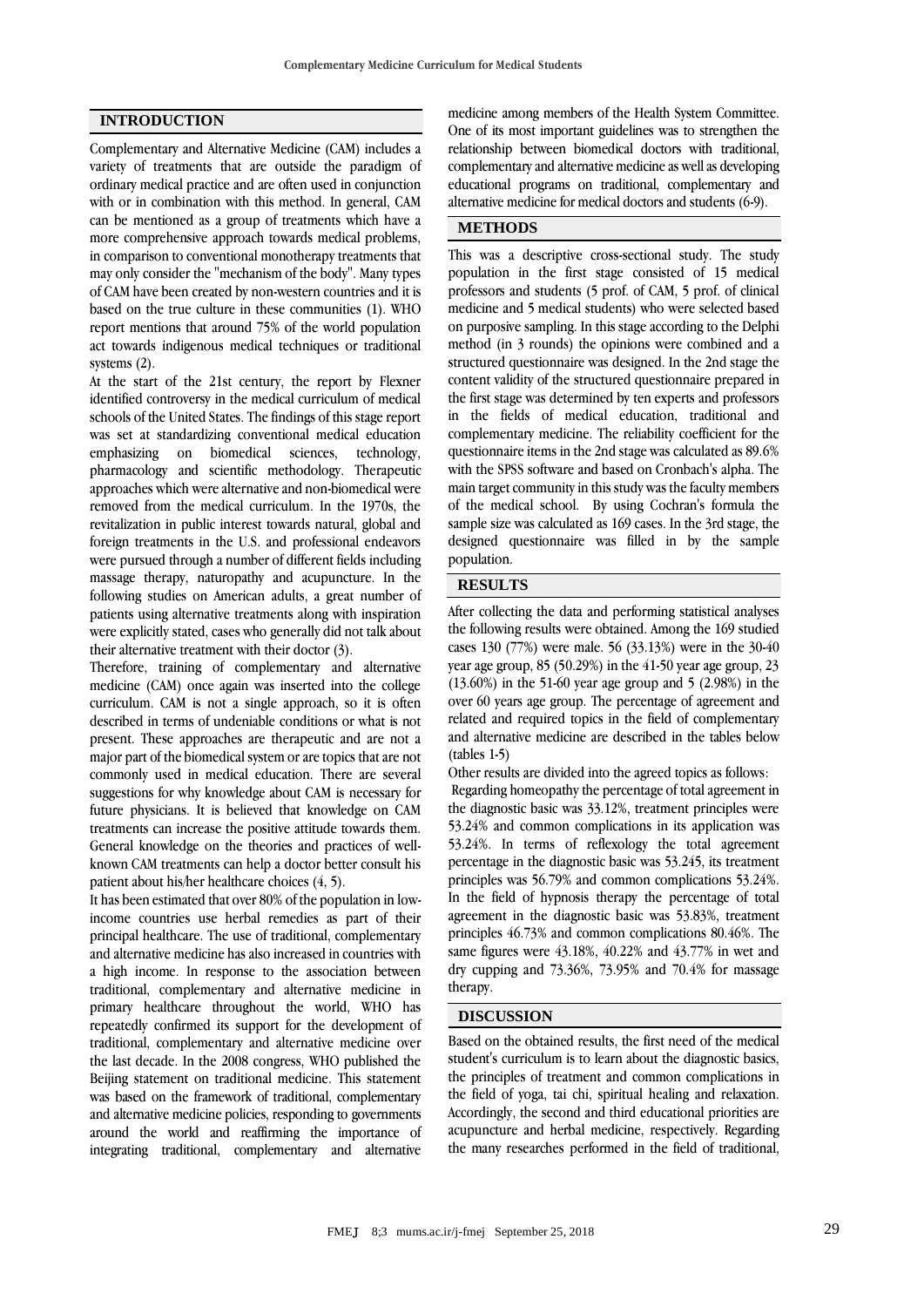## INTRODUCTION

Complementary and Alternative Medicine (CAM) includes a variety of treatments that are outside the paradigm of ordinary medical practice and are often used in conjunction with or in combination with this method. In general, CAM can be mentioned as a group of treatments which have a more comprehensive approach towards medical problems, in comparison to conventional monotherapy treatments that may only consider the "mechanism of the body". Many types of CAM have been created by non-western countries and it is based on the true culture in these communities (1). WHO report mentions that around 75% of the world population act towards indigenous medical techniques or traditional systems (2).

At the start of the 21st century, the report by Flexner identified controversy in the medical curriculum of medical schools of the United States. The findings of this stage report was set at standardizing conventional medical education emphasizing on biomedical sciences, technology, pharmacology and scientific methodology. Therapeutic approaches which were alternative and non-biomedical were removed from the medical curriculum. In the 1970s, the revitalization in public interest towards natural, global and foreign treatments in the U.S. and professional endeavors were pursued through a number of different fields including massage therapy, naturopathy and acupuncture. In the following studies on American adults, a great number of patients using alternative treatments along with inspiration were explicitly stated, cases who generally did not talk about their alternative treatment with their doctor (3).

Therefore, training of complementary and alternative medicine (CAM) once again was inserted into the college curriculum. CAM is not a single approach, so it is often described in terms of undeniable conditions or what is not present. These approaches are therapeutic and are not a major part of the biomedical system or are topics that are not commonly used in medical education. There are several suggestions for why knowledge about CAM is necessary for future physicians. It is believed that knowledge on CAM treatments can increase the positive attitude towards them. General knowledge on the theories and practices of well-known CAM treatments can help a doctor better consult his patient about his/her healthcare choices (4, 5).

It has been estimated that over 80% of the population in low-income countries use herbal remedies as part of their principal healthcare. The use of traditional, complementary and alternative medicine has also increased in countries with a high income. In response to the association between traditional, complementary and alternative medicine in primary healthcare throughout the world, WHO has repeatedly confirmed its support for the development of traditional, complementary and alternative medicine over the last decade. In the 2008 congress, WHO published the Beijing statement on traditional medicine. This statement was based on the framework of traditional, complementary and alternative medicine policies, responding to governments around the world and reaffirming the importance of integrating traditional, complementary and alternative medicine among members of the Health System Committee. One of its most important guidelines was to strengthen the relationship between biomedical doctors with traditional, complementary and alternative medicine as well as developing educational programs on traditional, complementary and alternative medicine for medical doctors and students (6-9).

## METHODS

This was a descriptive cross-sectional study. The study population in the first stage consisted of 15 medical professors and students (5 prof. of CAM, 5 prof. of clinical medicine and 5 medical students) who were selected based on purposive sampling. In this stage according to the Delphi method (in 3 rounds) the opinions were combined and a structured questionnaire was designed. In the 2nd stage the content validity of the structured questionnaire prepared in the first stage was determined by ten experts and professors in the fields of medical education, traditional and complementary medicine. The reliability coefficient for the questionnaire items in the 2nd stage was calculated as 89.6% with the SPSS software and based on Cronbach's alpha. The main target community in this study was the faculty members of the medical school. By using Cochran's formula the sample size was calculated as 169 cases. In the 3rd stage, the designed questionnaire was filled in by the sample population.

## RESULTS

After collecting the data and performing statistical analyses the following results were obtained. Among the 169 studied cases 130 (77%) were male. 56 (33.13%) were in the 30-40 year age group, 85 (50.29%) in the 41-50 year age group, 23 (13.60%) in the 51-60 year age group and 5 (2.98%) in the over 60 years age group. The percentage of agreement and related and required topics in the field of complementary and alternative medicine are described in the tables below (tables 1-5)

Other results are divided into the agreed topics as follows:

Regarding homeopathy the percentage of total agreement in the diagnostic basic was 33.12%, treatment principles were 53.24% and common complications in its application was 53.24%. In terms of reflexology the total agreement percentage in the diagnostic basic was 53.245, its treatment principles was 56.79% and common complications 53.24%. In the field of hypnosis therapy the percentage of total agreement in the diagnostic basic was 53.83%, treatment principles 46.73% and common complications 80.46%. The same figures were 43.18%, 40.22% and 43.77% in wet and dry cupping and 73.36%, 73.95% and 70.4% for massage therapy.

## DISCUSSION

Based on the obtained results, the first need of the medical student's curriculum is to learn about the diagnostic basics, the principles of treatment and common complications in the field of yoga, tai chi, spiritual healing and relaxation. Accordingly, the second and third educational priorities are acupuncture and herbal medicine, respectively. Regarding the many researches performed in the field of traditional,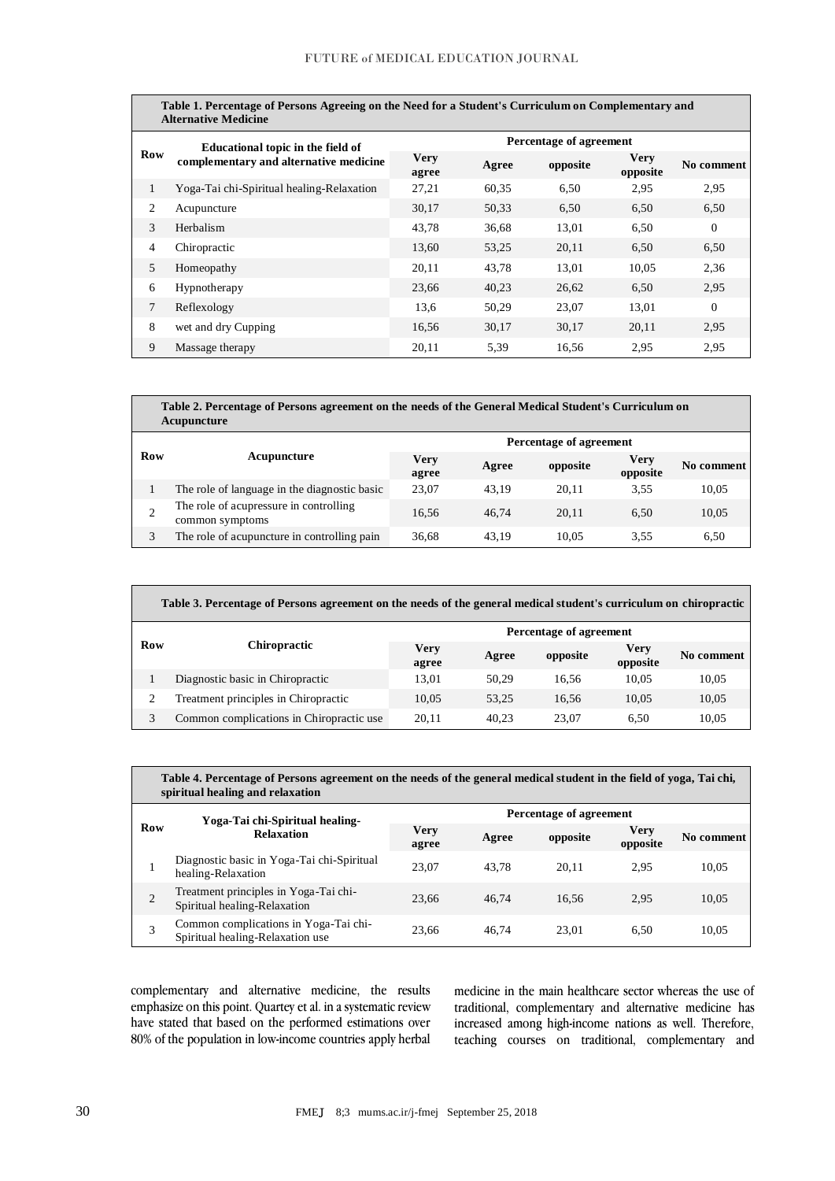**Table 1. Percentage of Persons Agreeing on the Need for a Student's Curriculum on Complementary and Alternative Medicine**

| Row | Educational topic in the field of complementary and alternative medicine | Percentage of agreement | | | | |
|---|---|---|---|---|---|---|
| | | Very agree | Agree | opposite | Very opposite | No comment |
| 1 | Yoga-Tai chi-Spiritual healing-Relaxation | 27,21 | 60,35 | 6,50 | 2,95 | 2,95 |
| 2 | Acupuncture | 30,17 | 50,33 | 6,50 | 6,50 | 6,50 |
| 3 | Herbalism | 43,78 | 36,68 | 13,01 | 6,50 | 0 |
| 4 | Chiropractic | 13,60 | 53,25 | 20,11 | 6,50 | 6,50 |
| 5 | Homeopathy | 20,11 | 43,78 | 13,01 | 10,05 | 2,36 |
| 6 | Hypnotherapy | 23,66 | 40,23 | 26,62 | 6,50 | 2,95 |
| 7 | Reflexology | 13,6 | 50,29 | 23,07 | 13,01 | 0 |
| 8 | wet and dry Cupping | 16,56 | 30,17 | 30,17 | 20,11 | 2,95 |
| 9 | Massage therapy | 20,11 | 5,39 | 16,56 | 2,95 | 2,95 |

**Table 2. Percentage of Persons agreement on the needs of the General Medical Student's Curriculum on Acupuncture**

| Row | Acupuncture | Percentage of agreement | | | | |
|---|---|---|---|---|---|---|
| | | Very agree | Agree | opposite | Very opposite | No comment |
| 1 | The role of language in the diagnostic basic | 23,07 | 43,19 | 20,11 | 3,55 | 10,05 |
| 2 | The role of acupressure in controlling common symptoms | 16,56 | 46,74 | 20,11 | 6,50 | 10,05 |
| 3 | The role of acupuncture in controlling pain | 36,68 | 43,19 | 10,05 | 3,55 | 6,50 |

**Table 3. Percentage of Persons agreement on the needs of the general medical student's curriculum on chiropractic**

| Row | Chiropractic | Percentage of agreement | | | | |
|---|---|---|---|---|---|---|
| | | Very agree | Agree | opposite | Very opposite | No comment |
| 1 | Diagnostic basic in Chiropractic | 13,01 | 50,29 | 16,56 | 10,05 | 10,05 |
| 2 | Treatment principles in Chiropractic | 10,05 | 53,25 | 16,56 | 10,05 | 10,05 |
| 3 | Common complications in Chiropractic use | 20,11 | 40,23 | 23,07 | 6,50 | 10,05 |

**Table 4. Percentage of Persons agreement on the needs of the general medical student in the field of yoga, Tai chi, spiritual healing and relaxation**

| Row | Yoga-Tai chi-Spiritual healing-Relaxation | Percentage of agreement | | | | |
|---|---|---|---|---|---|---|
| | | Very agree | Agree | opposite | Very opposite | No comment |
| 1 | Diagnostic basic in Yoga-Tai chi-Spiritual healing-Relaxation | 23,07 | 43,78 | 20,11 | 2,95 | 10,05 |
| 2 | Treatment principles in Yoga-Tai chi-Spiritual healing-Relaxation | 23,66 | 46,74 | 16,56 | 2,95 | 10,05 |
| 3 | Common complications in Yoga-Tai chi-Spiritual healing-Relaxation use | 23,66 | 46,74 | 23,01 | 6,50 | 10,05 |

complementary and alternative medicine, the results emphasize on this point. Quartey et al. in a systematic review have stated that based on the performed estimations over 80% of the population in low-income countries apply herbal medicine in the main healthcare sector whereas the use of traditional, complementary and alternative medicine has increased among high-income nations as well. Therefore, teaching courses on traditional, complementary and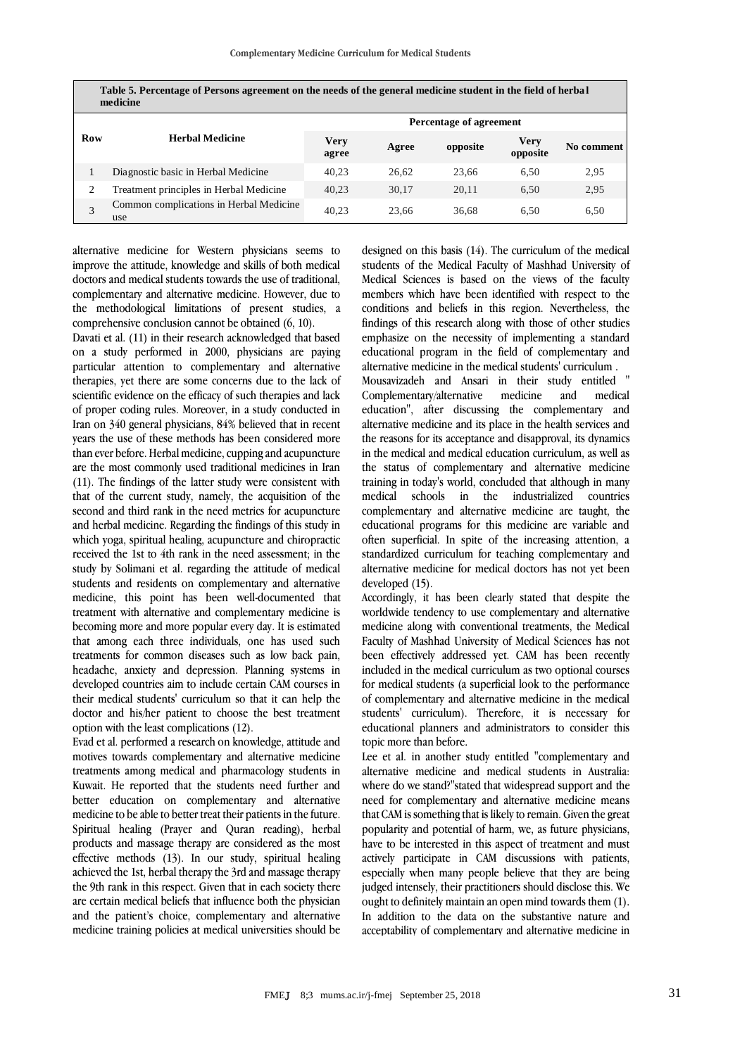**Table 5. Percentage of Persons agreement on the needs of the general medicine student in the field of herbal medicine**

| Row | Herbal Medicine | Percentage of agreement | | | | |
|---|---|---|---|---|---|---|
| | | Very agree | Agree | opposite | Very opposite | No comment |
| 1 | Diagnostic basic in Herbal Medicine | 40,23 | 26,62 | 23,66 | 6,50 | 2,95 |
| 2 | Treatment principles in Herbal Medicine | 40,23 | 30,17 | 20,11 | 6,50 | 2,95 |
| 3 | Common complications in Herbal Medicine use | 40,23 | 23,66 | 36,68 | 6,50 | 6,50 |

alternative medicine for Western physicians seems to improve the attitude, knowledge and skills of both medical doctors and medical students towards the use of traditional, complementary and alternative medicine. However, due to the methodological limitations of present studies, a comprehensive conclusion cannot be obtained (6, 10).

Davati et al. (11) in their research acknowledged that based on a study performed in 2000, physicians are paying particular attention to complementary and alternative therapies, yet there are some concerns due to the lack of scientific evidence on the efficacy of such therapies and lack of proper coding rules. Moreover, in a study conducted in Iran on 340 general physicians, 84% believed that in recent years the use of these methods has been considered more than ever before. Herbal medicine, cupping and acupuncture are the most commonly used traditional medicines in Iran (11). The findings of the latter study were consistent with that of the current study, namely, the acquisition of the second and third rank in the need metrics for acupuncture and herbal medicine. Regarding the findings of this study in which yoga, spiritual healing, acupuncture and chiropractic received the 1st to 4th rank in the need assessment; in the study by Solimani et al. regarding the attitude of medical students and residents on complementary and alternative medicine, this point has been well-documented that treatment with alternative and complementary medicine is becoming more and more popular every day. It is estimated that among each three individuals, one has used such treatments for common diseases such as low back pain, headache, anxiety and depression. Planning systems in developed countries aim to include certain CAM courses in their medical students' curriculum so that it can help the doctor and his/her patient to choose the best treatment option with the least complications (12).

Evad et al. performed a research on knowledge, attitude and motives towards complementary and alternative medicine treatments among medical and pharmacology students in Kuwait. He reported that the students need further and better education on complementary and alternative medicine to be able to better treat their patients in the future. Spiritual healing (Prayer and Quran reading), herbal products and massage therapy are considered as the most effective methods (13). In our study, spiritual healing achieved the 1st, herbal therapy the 3rd and massage therapy the 9th rank in this respect. Given that in each society there are certain medical beliefs that influence both the physician and the patient's choice, complementary and alternative medicine training policies at medical universities should be designed on this basis (14). The curriculum of the medical students of the Medical Faculty of Mashhad University of Medical Sciences is based on the views of the faculty members which have been identified with respect to the conditions and beliefs in this region. Nevertheless, the findings of this research along with those of other studies emphasize on the necessity of implementing a standard educational program in the field of complementary and alternative medicine in the medical students' curriculum .

Mousavizadeh and Ansari in their study entitled " Complementary/alternative medicine and medical education", after discussing the complementary and alternative medicine and its place in the health services and the reasons for its acceptance and disapproval, its dynamics in the medical and medical education curriculum, as well as the status of complementary and alternative medicine training in today's world, concluded that although in many medical schools in the industrialized countries complementary and alternative medicine are taught, the educational programs for this medicine are variable and often superficial. In spite of the increasing attention, a standardized curriculum for teaching complementary and alternative medicine for medical doctors has not yet been developed (15).

Accordingly, it has been clearly stated that despite the worldwide tendency to use complementary and alternative medicine along with conventional treatments, the Medical Faculty of Mashhad University of Medical Sciences has not been effectively addressed yet. CAM has been recently included in the medical curriculum as two optional courses for medical students (a superficial look to the performance of complementary and alternative medicine in the medical students' curriculum). Therefore, it is necessary for educational planners and administrators to consider this topic more than before.

Lee et al. in another study entitled "complementary and alternative medicine and medical students in Australia: where do we stand?"stated that widespread support and the need for complementary and alternative medicine means that CAM is something that is likely to remain. Given the great popularity and potential of harm, we, as future physicians, have to be interested in this aspect of treatment and must actively participate in CAM discussions with patients, especially when many people believe that they are being judged intensely, their practitioners should disclose this. We ought to definitely maintain an open mind towards them (1).

In addition to the data on the substantive nature and acceptability of complementary and alternative medicine in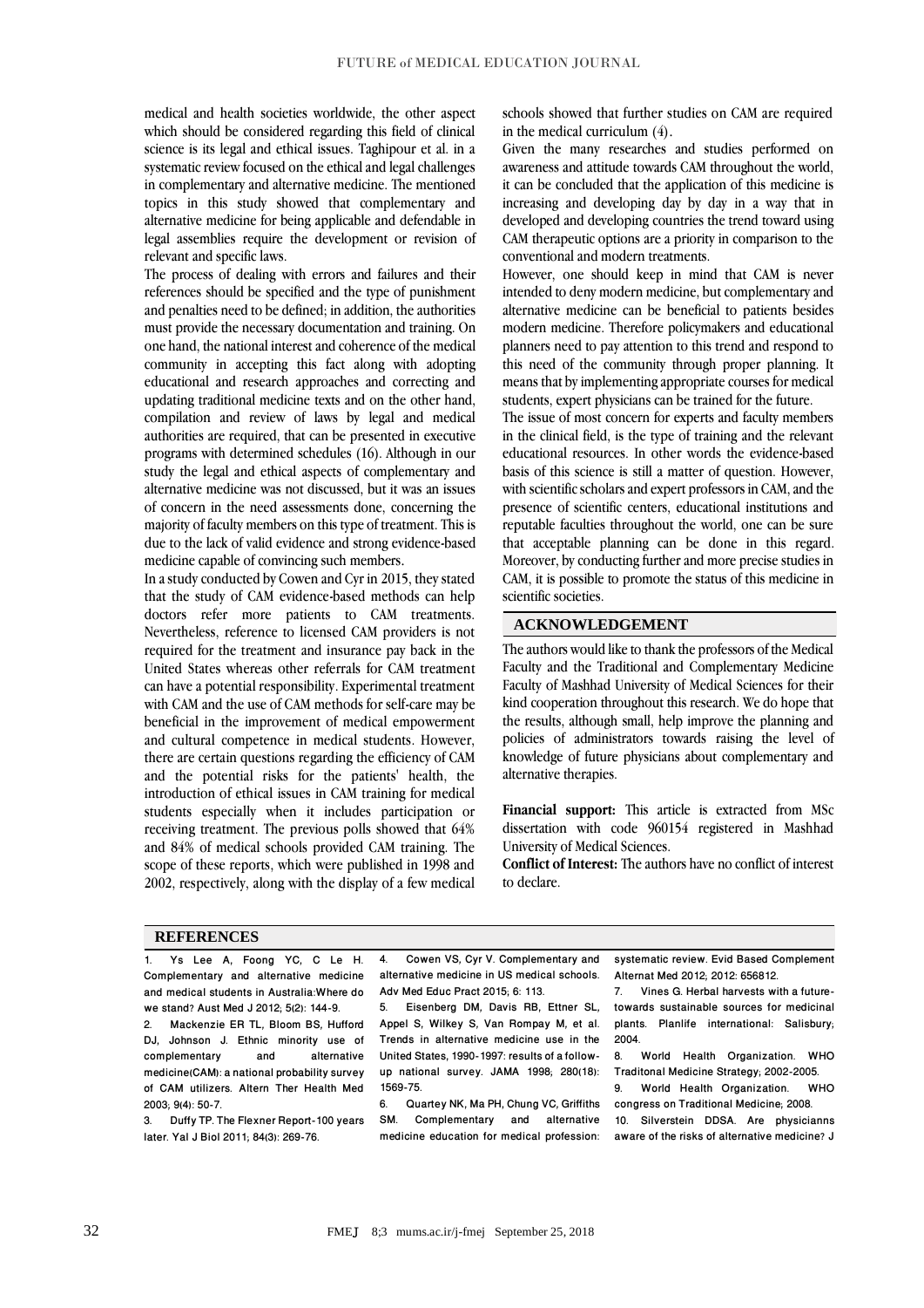medical and health societies worldwide, the other aspect which should be considered regarding this field of clinical science is its legal and ethical issues. Taghipour et al. in a systematic review focused on the ethical and legal challenges in complementary and alternative medicine. The mentioned topics in this study showed that complementary and alternative medicine for being applicable and defendable in legal assemblies require the development or revision of relevant and specific laws.

The process of dealing with errors and failures and their references should be specified and the type of punishment and penalties need to be defined; in addition, the authorities must provide the necessary documentation and training. On one hand, the national interest and coherence of the medical community in accepting this fact along with adopting educational and research approaches and correcting and updating traditional medicine texts and on the other hand, compilation and review of laws by legal and medical authorities are required, that can be presented in executive programs with determined schedules (16). Although in our study the legal and ethical aspects of complementary and alternative medicine was not discussed, but it was an issues of concern in the need assessments done, concerning the majority of faculty members on this type of treatment. This is due to the lack of valid evidence and strong evidence-based medicine capable of convincing such members.

In a study conducted by Cowen and Cyr in 2015, they stated that the study of CAM evidence-based methods can help doctors refer more patients to CAM treatments. Nevertheless, reference to licensed CAM providers is not required for the treatment and insurance pay back in the United States whereas other referrals for CAM treatment can have a potential responsibility. Experimental treatment with CAM and the use of CAM methods for self-care may be beneficial in the improvement of medical empowerment and cultural competence in medical students. However, there are certain questions regarding the efficiency of CAM and the potential risks for the patients' health, the introduction of ethical issues in CAM training for medical students especially when it includes participation or receiving treatment. The previous polls showed that 64% and 84% of medical schools provided CAM training. The scope of these reports, which were published in 1998 and 2002, respectively, along with the display of a few medical schools showed that further studies on CAM are required in the medical curriculum (4).

Given the many researches and studies performed on awareness and attitude towards CAM throughout the world, it can be concluded that the application of this medicine is increasing and developing day by day in a way that in developed and developing countries the trend toward using CAM therapeutic options are a priority in comparison to the conventional and modern treatments.

However, one should keep in mind that CAM is never intended to deny modern medicine, but complementary and alternative medicine can be beneficial to patients besides modern medicine. Therefore policymakers and educational planners need to pay attention to this trend and respond to this need of the community through proper planning. It means that by implementing appropriate courses for medical students, expert physicians can be trained for the future.

The issue of most concern for experts and faculty members in the clinical field, is the type of training and the relevant educational resources. In other words the evidence-based basis of this science is still a matter of question. However, with scientific scholars and expert professors in CAM, and the presence of scientific centers, educational institutions and reputable faculties throughout the world, one can be sure that acceptable planning can be done in this regard. Moreover, by conducting further and more precise studies in CAM, it is possible to promote the status of this medicine in scientific societies.

## ACKNOWLEDGEMENT

The authors would like to thank the professors of the Medical Faculty and the Traditional and Complementary Medicine Faculty of Mashhad University of Medical Sciences for their kind cooperation throughout this research. We do hope that the results, although small, help improve the planning and policies of administrators towards raising the level of knowledge of future physicians about complementary and alternative therapies.

**Financial support:** This article is extracted from MSc dissertation with code 960154 registered in Mashhad University of Medical Sciences.

**Conflict of Interest:** The authors have no conflict of interest to declare.

## REFERENCES

1. Ys Lee A, Foong YC, C Le H. Complementary and alternative medicine and medical students in Australia:Where do we stand? Aust Med J 2012; 5(2): 144-9.
2. Mackenzie ER TL, Bloom BS, Hufford DJ, Johnson J. Ethnic minority use of complementary and alternative medicine(CAM): a national probability survey of CAM utilizers. Altern Ther Health Med 2003; 9(4): 50-7.
3. Duffy TP. The Flexner Report-100 years later. Yal J Biol 2011; 84(3): 269-76.
4. Cowen VS, Cyr V. Complementary and alternative medicine in US medical schools. Adv Med Educ Pract 2015; 6: 113.
5. Eisenberg DM, Davis RB, Ettner SL, Appel S, Wilkey S, Van Rompay M, et al. Trends in alternative medicine use in the United States, 1990-1997: results of a follow-up national survey. JAMA 1998; 280(18): 1569-75.
6. Quartey NK, Ma PH, Chung VC, Griffiths SM. Complementary and alternative medicine education for medical profession: systematic review. Evid Based Complement Alternat Med 2012; 2012: 656812.
7. Vines G. Herbal harvests with a future-towards sustainable sources for medicinal plants. Planlife international: Salisbury; 2004.
8. World Health Organization. WHO Traditonal Medicine Strategy; 2002-2005.
9. World Health Organization. WHO congress on Traditional Medicine; 2008.
10. Silverstein DDSA. Are physicianns aware of the risks of alternative medicine? J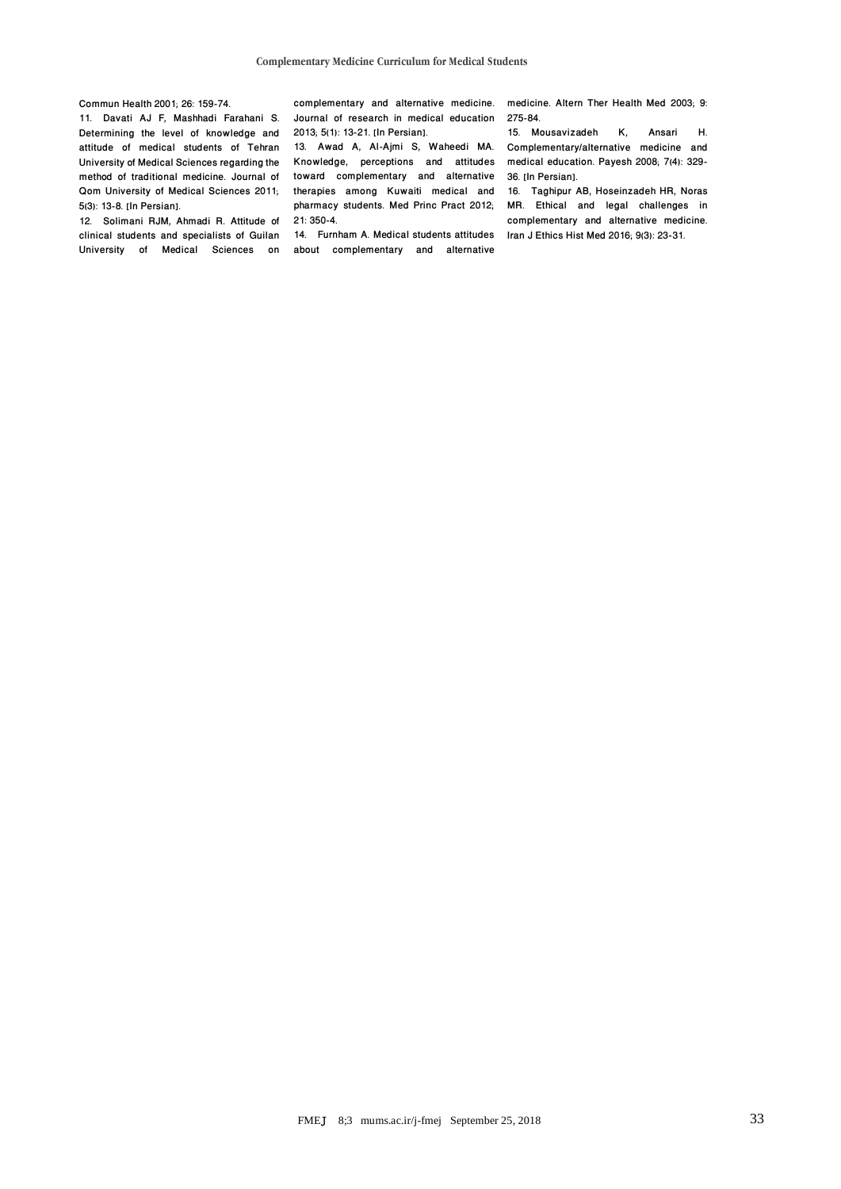Commun Health 2001; 26: 159-74.

11. Davati AJ F, Mashhadi Farahani S. Determining the level of knowledge and attitude of medical students of Tehran University of Medical Sciences regarding the method of traditional medicine. Journal of Qom University of Medical Sciences 2011; 5(3): 13-8. [In Persian].

12. Solimani RJM, Ahmadi R. Attitude of clinical students and specialists of Guilan University of Medical Sciences on complementary and alternative medicine. Journal of research in medical education 2013; 5(1): 13-21. [In Persian].

13. Awad A, Al-Ajmi S, Waheedi MA. Knowledge, perceptions and attitudes toward complementary and alternative therapies among Kuwaiti medical and pharmacy students. Med Princ Pract 2012; 21: 350-4.

14. Furnham A. Medical students attitudes about complementary and alternative medicine. Altern Ther Health Med 2003; 9: 275-84.

15. Mousavizadeh K, Ansari H. Complementary/alternative medicine and medical education. Payesh 2008; 7(4): 329-36. [In Persian].

16. Taghipur AB, Hoseinzadeh HR, Noras MR. Ethical and legal challenges in complementary and alternative medicine. Iran J Ethics Hist Med 2016; 9(3): 23-31.